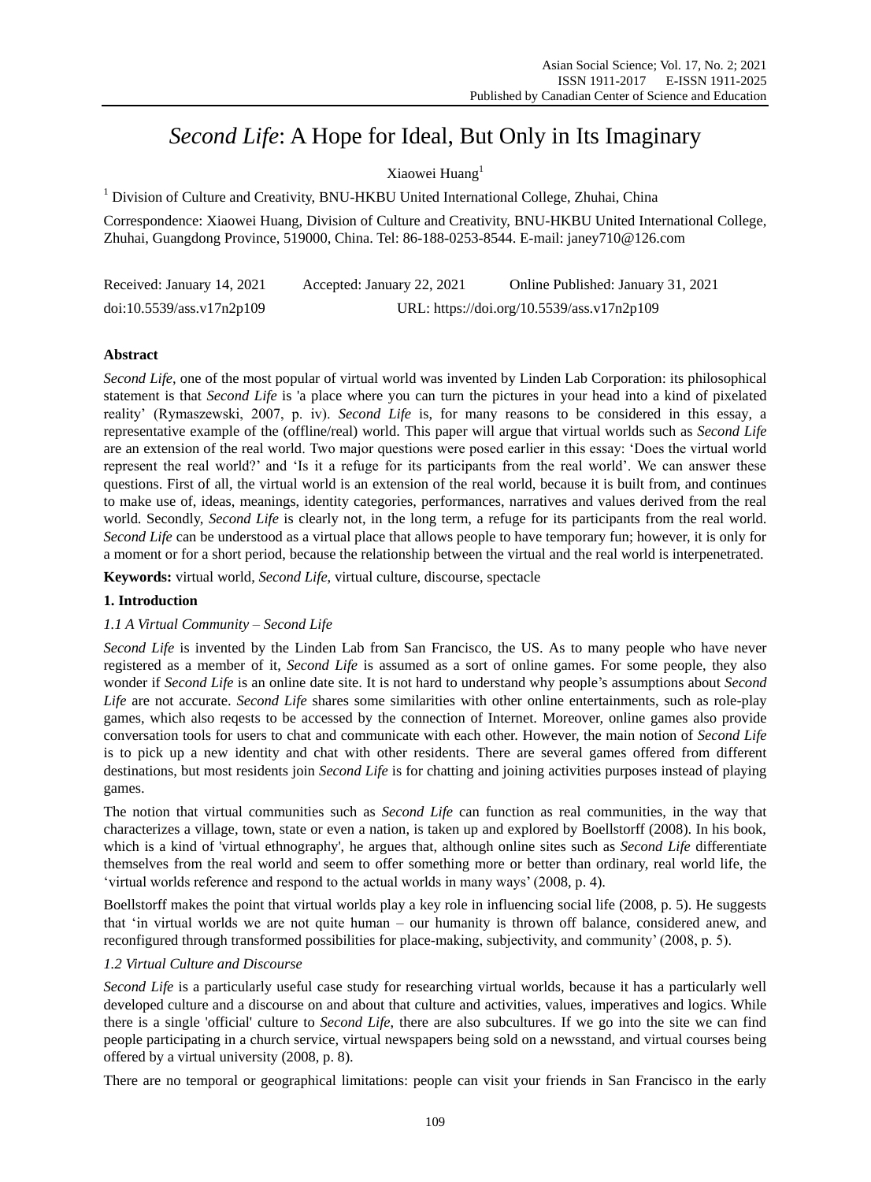# *Second Life*: A Hope for Ideal, But Only in Its Imaginary

Xiaowei Huang[1]

[1] Division of Culture and Creativity, BNU-HKBU United International College, Zhuhai, China

Correspondence: Xiaowei Huang, Division of Culture and Creativity, BNU-HKBU United International College, Zhuhai, Guangdong Province, 519000, China. Tel: 86-188-0253-8544. E-mail: janey710@126.com

Received: January 14, 2021 Accepted: January 22, 2021 Online Published: January 31, 2021

doi:10.5539/ass.v17n2p109 URL: https://doi.org/10.5539/ass.v17n2p109

## Abstract

*Second Life*, one of the most popular of virtual world was invented by Linden Lab Corporation: its philosophical statement is that *Second Life* is 'a place where you can turn the pictures in your head into a kind of pixelated reality' (Rymaszewski, 2007, p. iv). *Second Life* is, for many reasons to be considered in this essay, a representative example of the (offline/real) world. This paper will argue that virtual worlds such as *Second Life* are an extension of the real world. Two major questions were posed earlier in this essay: 'Does the virtual world represent the real world?' and 'Is it a refuge for its participants from the real world'. We can answer these questions. First of all, the virtual world is an extension of the real world, because it is built from, and continues to make use of, ideas, meanings, identity categories, performances, narratives and values derived from the real world. Secondly, *Second Life* is clearly not, in the long term, a refuge for its participants from the real world. *Second Life* can be understood as a virtual place that allows people to have temporary fun; however, it is only for a moment or for a short period, because the relationship between the virtual and the real world is interpenetrated.

**Keywords:** virtual world, *Second Life*, virtual culture, discourse, spectacle

## 1. Introduction

### *1.1 A Virtual Community – Second Life*

*Second Life* is invented by the Linden Lab from San Francisco, the US. As to many people who have never registered as a member of it, *Second Life* is assumed as a sort of online games. For some people, they also wonder if *Second Life* is an online date site. It is not hard to understand why people's assumptions about *Second Life* are not accurate. *Second Life* shares some similarities with other online entertainments, such as role-play games, which also reqests to be accessed by the connection of Internet. Moreover, online games also provide conversation tools for users to chat and communicate with each other. However, the main notion of *Second Life* is to pick up a new identity and chat with other residents. There are several games offered from different destinations, but most residents join *Second Life* is for chatting and joining activities purposes instead of playing games.

The notion that virtual communities such as *Second Life* can function as real communities, in the way that characterizes a village, town, state or even a nation, is taken up and explored by Boellstorff (2008). In his book, which is a kind of 'virtual ethnography', he argues that, although online sites such as *Second Life* differentiate themselves from the real world and seem to offer something more or better than ordinary, real world life, the 'virtual worlds reference and respond to the actual worlds in many ways' (2008, p. 4).

Boellstorff makes the point that virtual worlds play a key role in influencing social life (2008, p. 5). He suggests that 'in virtual worlds we are not quite human – our humanity is thrown off balance, considered anew, and reconfigured through transformed possibilities for place-making, subjectivity, and community' (2008, p. 5).

### *1.2 Virtual Culture and Discourse*

*Second Life* is a particularly useful case study for researching virtual worlds, because it has a particularly well developed culture and a discourse on and about that culture and activities, values, imperatives and logics. While there is a single 'official' culture to *Second Life*, there are also subcultures. If we go into the site we can find people participating in a church service, virtual newspapers being sold on a newsstand, and virtual courses being offered by a virtual university (2008, p. 8).

There are no temporal or geographical limitations: people can visit your friends in San Francisco in the early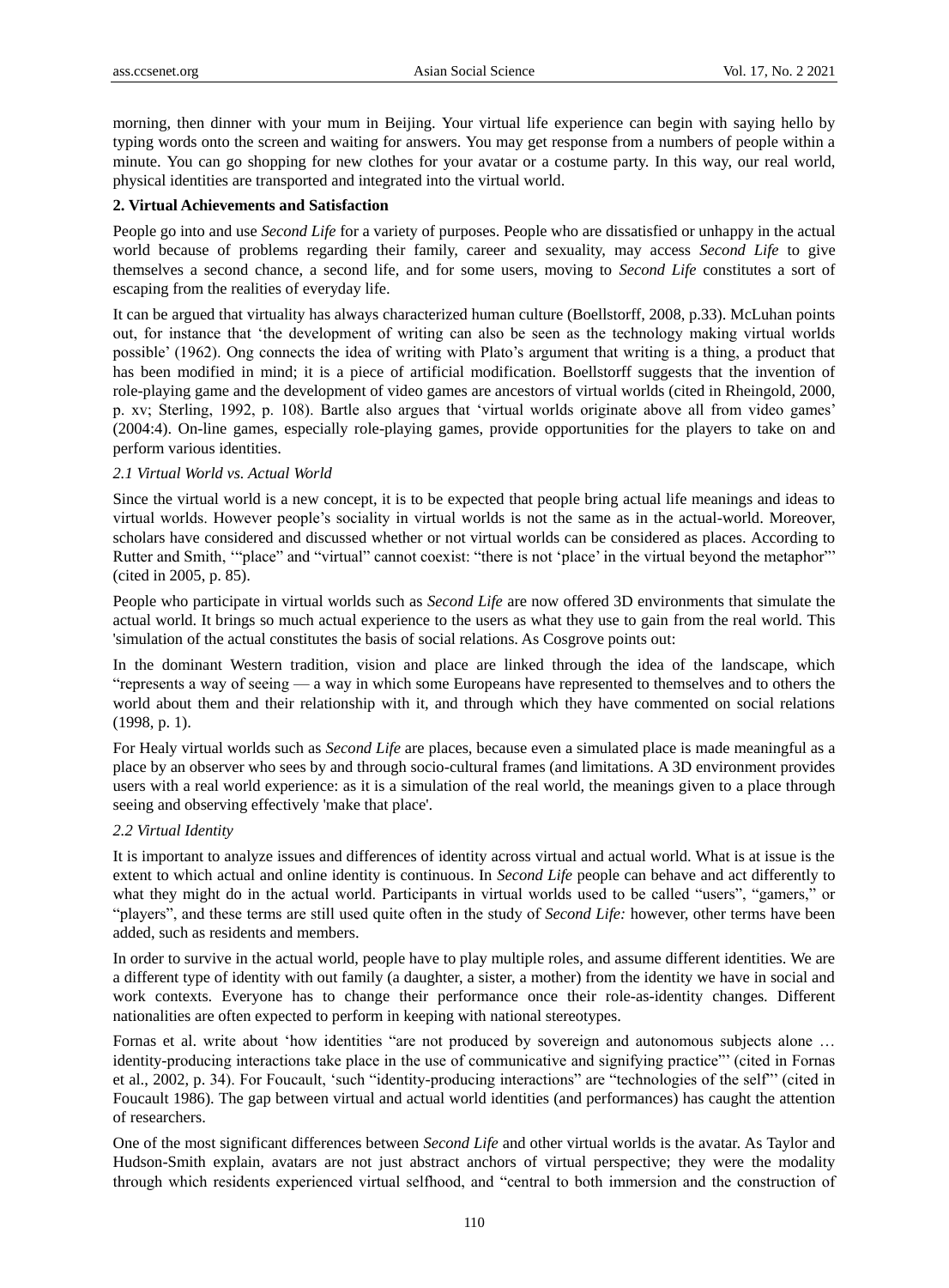morning, then dinner with your mum in Beijing. Your virtual life experience can begin with saying hello by typing words onto the screen and waiting for answers. You may get response from a numbers of people within a minute. You can go shopping for new clothes for your avatar or a costume party. In this way, our real world, physical identities are transported and integrated into the virtual world.

## 2. Virtual Achievements and Satisfaction

People go into and use *Second Life* for a variety of purposes. People who are dissatisfied or unhappy in the actual world because of problems regarding their family, career and sexuality, may access *Second Life* to give themselves a second chance, a second life, and for some users, moving to *Second Life* constitutes a sort of escaping from the realities of everyday life.

It can be argued that virtuality has always characterized human culture (Boellstorff, 2008, p.33). McLuhan points out, for instance that 'the development of writing can also be seen as the technology making virtual worlds possible' (1962). Ong connects the idea of writing with Plato's argument that writing is a thing, a product that has been modified in mind; it is a piece of artificial modification. Boellstorff suggests that the invention of role-playing game and the development of video games are ancestors of virtual worlds (cited in Rheingold, 2000, p. xv; Sterling, 1992, p. 108). Bartle also argues that 'virtual worlds originate above all from video games' (2004:4). On-line games, especially role-playing games, provide opportunities for the players to take on and perform various identities.

### *2.1 Virtual World vs. Actual World*

Since the virtual world is a new concept, it is to be expected that people bring actual life meanings and ideas to virtual worlds. However people's sociality in virtual worlds is not the same as in the actual-world. Moreover, scholars have considered and discussed whether or not virtual worlds can be considered as places. According to Rutter and Smith, '"place" and "virtual" cannot coexist: "there is not 'place' in the virtual beyond the metaphor"' (cited in 2005, p. 85).

People who participate in virtual worlds such as *Second Life* are now offered 3D environments that simulate the actual world. It brings so much actual experience to the users as what they use to gain from the real world. This 'simulation of the actual constitutes the basis of social relations. As Cosgrove points out:

In the dominant Western tradition, vision and place are linked through the idea of the landscape, which "represents a way of seeing — a way in which some Europeans have represented to themselves and to others the world about them and their relationship with it, and through which they have commented on social relations (1998, p. 1).

For Healy virtual worlds such as *Second Life* are places, because even a simulated place is made meaningful as a place by an observer who sees by and through socio-cultural frames (and limitations. A 3D environment provides users with a real world experience: as it is a simulation of the real world, the meanings given to a place through seeing and observing effectively 'make that place'.

### *2.2 Virtual Identity*

It is important to analyze issues and differences of identity across virtual and actual world. What is at issue is the extent to which actual and online identity is continuous. In *Second Life* people can behave and act differently to what they might do in the actual world. Participants in virtual worlds used to be called "users", "gamers," or "players", and these terms are still used quite often in the study of *Second Life:* however, other terms have been added, such as residents and members.

In order to survive in the actual world, people have to play multiple roles, and assume different identities. We are a different type of identity with out family (a daughter, a sister, a mother) from the identity we have in social and work contexts. Everyone has to change their performance once their role-as-identity changes. Different nationalities are often expected to perform in keeping with national stereotypes.

Fornas et al. write about 'how identities "are not produced by sovereign and autonomous subjects alone … identity-producing interactions take place in the use of communicative and signifying practice"' (cited in Fornas et al., 2002, p. 34). For Foucault, 'such "identity-producing interactions" are "technologies of the self"' (cited in Foucault 1986). The gap between virtual and actual world identities (and performances) has caught the attention of researchers.

One of the most significant differences between *Second Life* and other virtual worlds is the avatar. As Taylor and Hudson-Smith explain, avatars are not just abstract anchors of virtual perspective; they were the modality through which residents experienced virtual selfhood, and "central to both immersion and the construction of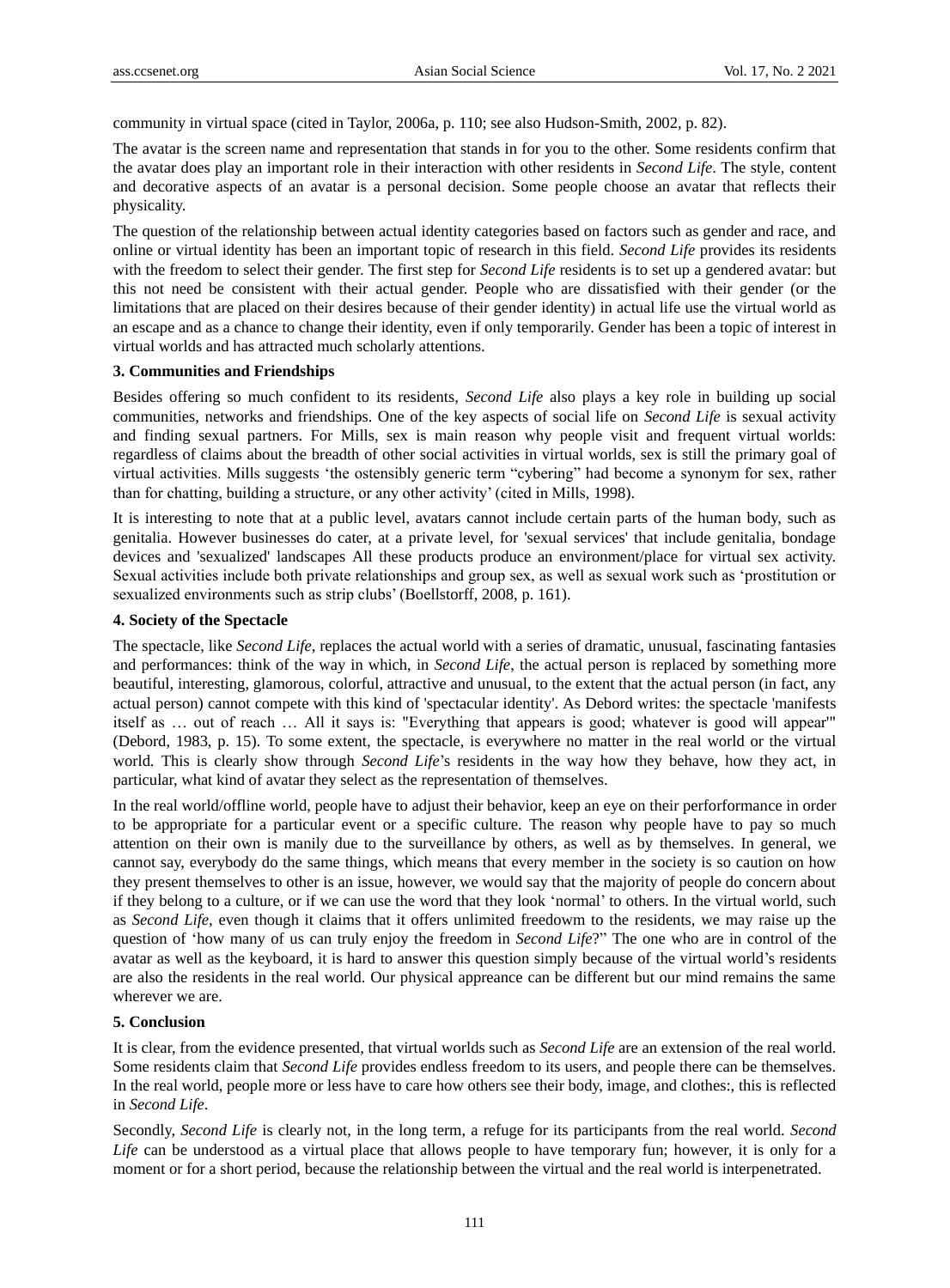community in virtual space (cited in Taylor, 2006a, p. 110; see also Hudson-Smith, 2002, p. 82).

The avatar is the screen name and representation that stands in for you to the other. Some residents confirm that the avatar does play an important role in their interaction with other residents in *Second Life*. The style, content and decorative aspects of an avatar is a personal decision. Some people choose an avatar that reflects their physicality.

The question of the relationship between actual identity categories based on factors such as gender and race, and online or virtual identity has been an important topic of research in this field. *Second Life* provides its residents with the freedom to select their gender. The first step for *Second Life* residents is to set up a gendered avatar: but this not need be consistent with their actual gender. People who are dissatisfied with their gender (or the limitations that are placed on their desires because of their gender identity) in actual life use the virtual world as an escape and as a chance to change their identity, even if only temporarily. Gender has been a topic of interest in virtual worlds and has attracted much scholarly attentions.

## 3. Communities and Friendships

Besides offering so much confident to its residents, *Second Life* also plays a key role in building up social communities, networks and friendships. One of the key aspects of social life on *Second Life* is sexual activity and finding sexual partners. For Mills, sex is main reason why people visit and frequent virtual worlds: regardless of claims about the breadth of other social activities in virtual worlds, sex is still the primary goal of virtual activities. Mills suggests 'the ostensibly generic term "cybering" had become a synonym for sex, rather than for chatting, building a structure, or any other activity' (cited in Mills, 1998).

It is interesting to note that at a public level, avatars cannot include certain parts of the human body, such as genitalia. However businesses do cater, at a private level, for 'sexual services' that include genitalia, bondage devices and 'sexualized' landscapes All these products produce an environment/place for virtual sex activity. Sexual activities include both private relationships and group sex, as well as sexual work such as 'prostitution or sexualized environments such as strip clubs' (Boellstorff, 2008, p. 161).

## 4. Society of the Spectacle

The spectacle, like *Second Life*, replaces the actual world with a series of dramatic, unusual, fascinating fantasies and performances: think of the way in which, in *Second Life*, the actual person is replaced by something more beautiful, interesting, glamorous, colorful, attractive and unusual, to the extent that the actual person (in fact, any actual person) cannot compete with this kind of 'spectacular identity'. As Debord writes: the spectacle 'manifests itself as … out of reach … All it says is: "Everything that appears is good; whatever is good will appear"' (Debord, 1983, p. 15). To some extent, the spectacle, is everywhere no matter in the real world or the virtual world. This is clearly show through *Second Life*'s residents in the way how they behave, how they act, in particular, what kind of avatar they select as the representation of themselves.

In the real world/offline world, people have to adjust their behavior, keep an eye on their perforformance in order to be appropriate for a particular event or a specific culture. The reason why people have to pay so much attention on their own is manily due to the surveillance by others, as well as by themselves. In general, we cannot say, everybody do the same things, which means that every member in the society is so caution on how they present themselves to other is an issue, however, we would say that the majority of people do concern about if they belong to a culture, or if we can use the word that they look 'normal' to others. In the virtual world, such as *Second Life*, even though it claims that it offers unlimited freedowm to the residents, we may raise up the question of 'how many of us can truly enjoy the freedom in *Second Life*?" The one who are in control of the avatar as well as the keyboard, it is hard to answer this question simply because of the virtual world's residents are also the residents in the real world. Our physical appreance can be different but our mind remains the same wherever we are.

## 5. Conclusion

It is clear, from the evidence presented, that virtual worlds such as *Second Life* are an extension of the real world. Some residents claim that *Second Life* provides endless freedom to its users, and people there can be themselves. In the real world, people more or less have to care how others see their body, image, and clothes:, this is reflected in *Second Life*.

Secondly, *Second Life* is clearly not, in the long term, a refuge for its participants from the real world. *Second Life* can be understood as a virtual place that allows people to have temporary fun; however, it is only for a moment or for a short period, because the relationship between the virtual and the real world is interpenetrated.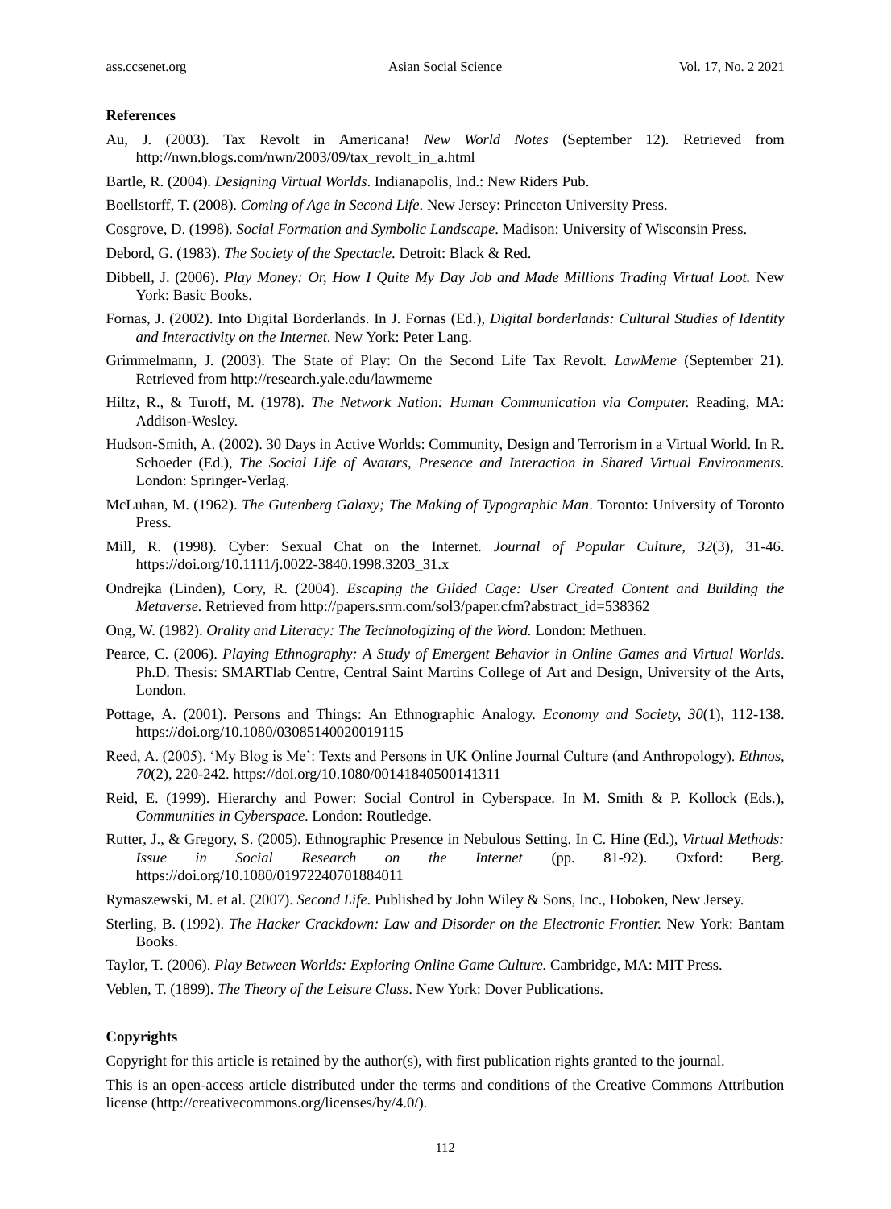**References**

Au, J. (2003). Tax Revolt in Americana! *New World Notes* (September 12). Retrieved from http://nwn.blogs.com/nwn/2003/09/tax_revolt_in_a.html

Bartle, R. (2004). *Designing Virtual Worlds*. Indianapolis, Ind.: New Riders Pub.

Boellstorff, T. (2008). *Coming of Age in Second Life*. New Jersey: Princeton University Press.

Cosgrove, D. (1998). *Social Formation and Symbolic Landscape*. Madison: University of Wisconsin Press.

Debord, G. (1983). *The Society of the Spectacle*. Detroit: Black & Red.

Dibbell, J. (2006). *Play Money: Or, How I Quite My Day Job and Made Millions Trading Virtual Loot.* New York: Basic Books.

Fornas, J. (2002). Into Digital Borderlands. In J. Fornas (Ed.), *Digital borderlands: Cultural Studies of Identity and Interactivity on the Internet*. New York: Peter Lang.

Grimmelmann, J. (2003). The State of Play: On the Second Life Tax Revolt. *LawMeme* (September 21). Retrieved from http://research.yale.edu/lawmeme

Hiltz, R., & Turoff, M. (1978). *The Network Nation: Human Communication via Computer.* Reading, MA: Addison-Wesley.

Hudson-Smith, A. (2002). 30 Days in Active Worlds: Community, Design and Terrorism in a Virtual World. In R. Schoeder (Ed.), *The Social Life of Avatars, Presence and Interaction in Shared Virtual Environments*. London: Springer-Verlag.

McLuhan, M. (1962). *The Gutenberg Galaxy; The Making of Typographic Man*. Toronto: University of Toronto Press.

Mill, R. (1998). Cyber: Sexual Chat on the Internet. *Journal of Popular Culture, 32*(3), 31-46. https://doi.org/10.1111/j.0022-3840.1998.3203_31.x

Ondrejka (Linden), Cory, R. (2004). *Escaping the Gilded Cage: User Created Content and Building the Metaverse.* Retrieved from http://papers.srrn.com/sol3/paper.cfm?abstract_id=538362

Ong, W. (1982). *Orality and Literacy: The Technologizing of the Word.* London: Methuen.

Pearce, C. (2006). *Playing Ethnography: A Study of Emergent Behavior in Online Games and Virtual Worlds*. Ph.D. Thesis: SMARTlab Centre, Central Saint Martins College of Art and Design, University of the Arts, London.

Pottage, A. (2001). Persons and Things: An Ethnographic Analogy. *Economy and Society, 30*(1), 112-138. https://doi.org/10.1080/03085140020019115

Reed, A. (2005). 'My Blog is Me': Texts and Persons in UK Online Journal Culture (and Anthropology). *Ethnos, 70*(2), 220-242. https://doi.org/10.1080/00141840500141311

Reid, E. (1999). Hierarchy and Power: Social Control in Cyberspace. In M. Smith & P. Kollock (Eds.), *Communities in Cyberspace*. London: Routledge.

Rutter, J., & Gregory, S. (2005). Ethnographic Presence in Nebulous Setting. In C. Hine (Ed.), *Virtual Methods: Issue in Social Research on the Internet* (pp. 81-92). Oxford: Berg. https://doi.org/10.1080/01972240701884011

Rymaszewski, M. et al. (2007). *Second Life*. Published by John Wiley & Sons, Inc., Hoboken, New Jersey.

Sterling, B. (1992). *The Hacker Crackdown: Law and Disorder on the Electronic Frontier.* New York: Bantam Books.

Taylor, T. (2006). *Play Between Worlds: Exploring Online Game Culture.* Cambridge, MA: MIT Press.

Veblen, T. (1899). *The Theory of the Leisure Class*. New York: Dover Publications.

**Copyrights**

Copyright for this article is retained by the author(s), with first publication rights granted to the journal.

This is an open-access article distributed under the terms and conditions of the Creative Commons Attribution license (http://creativecommons.org/licenses/by/4.0/).